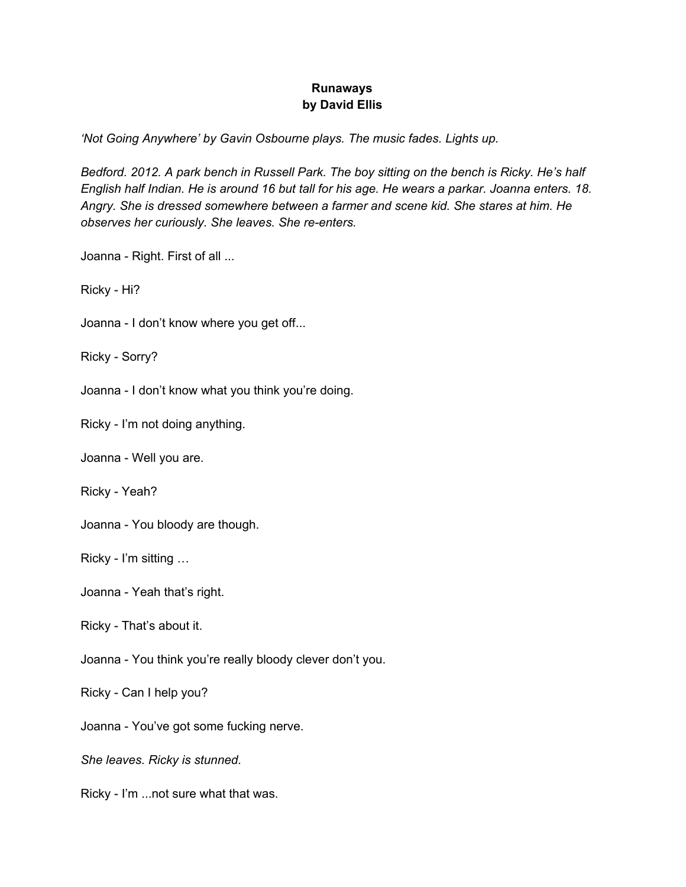**Runaways**
**by David Ellis**

*'Not Going Anywhere' by Gavin Osbourne plays. The music fades. Lights up.*

*Bedford. 2012. A park bench in Russell Park. The boy sitting on the bench is Ricky. He's half English half Indian. He is around 16 but tall for his age. He wears a parkar. Joanna enters. 18. Angry. She is dressed somewhere between a farmer and scene kid. She stares at him. He observes her curiously. She leaves. She re-enters.*

Joanna - Right. First of all ...

Ricky - Hi?

Joanna - I don't know where you get off...

Ricky - Sorry?

Joanna - I don't know what you think you're doing.

Ricky - I'm not doing anything.

Joanna - Well you are.

Ricky - Yeah?

Joanna - You bloody are though.

Ricky - I'm sitting …

Joanna - Yeah that's right.

Ricky - That's about it.

Joanna - You think you're really bloody clever don't you.

Ricky - Can I help you?

Joanna - You've got some fucking nerve.

*She leaves. Ricky is stunned.*

Ricky - I'm ...not sure what that was.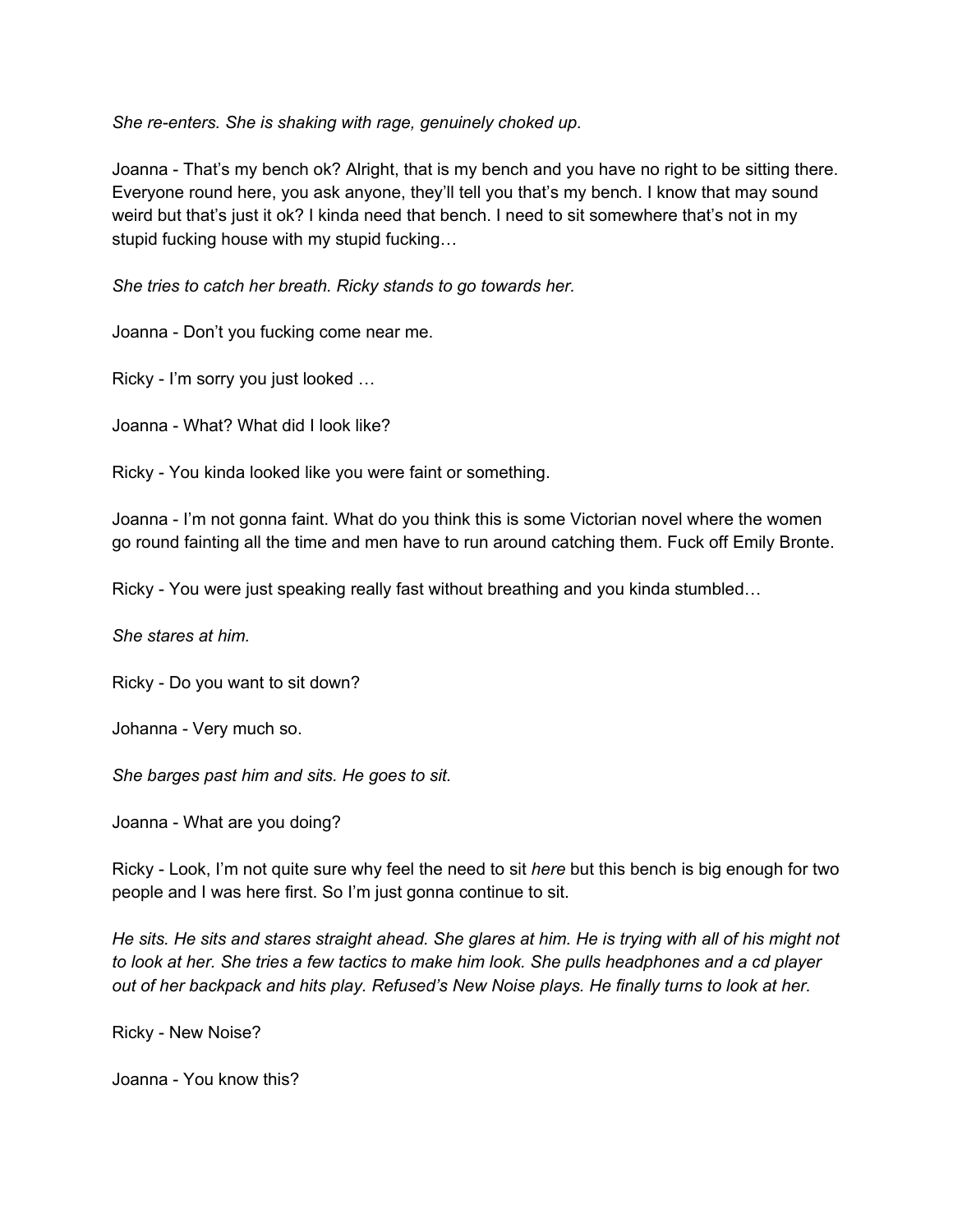*She re-enters. She is shaking with rage, genuinely choked up.*

Joanna - That's my bench ok? Alright, that is my bench and you have no right to be sitting there. Everyone round here, you ask anyone, they'll tell you that's my bench. I know that may sound weird but that's just it ok? I kinda need that bench. I need to sit somewhere that's not in my stupid fucking house with my stupid fucking…

*She tries to catch her breath. Ricky stands to go towards her.*

Joanna - Don't you fucking come near me.

Ricky - I'm sorry you just looked …

Joanna - What? What did I look like?

Ricky - You kinda looked like you were faint or something.

Joanna - I'm not gonna faint. What do you think this is some Victorian novel where the women go round fainting all the time and men have to run around catching them. Fuck off Emily Bronte.

Ricky - You were just speaking really fast without breathing and you kinda stumbled…

*She stares at him.*

Ricky - Do you want to sit down?

Johanna - Very much so.

*She barges past him and sits. He goes to sit.*

Joanna - What are you doing?

Ricky - Look, I'm not quite sure why feel the need to sit *here* but this bench is big enough for two people and I was here first. So I'm just gonna continue to sit.

*He sits. He sits and stares straight ahead. She glares at him. He is trying with all of his might not to look at her. She tries a few tactics to make him look. She pulls headphones and a cd player out of her backpack and hits play. Refused's New Noise plays. He finally turns to look at her.*

Ricky - New Noise?

Joanna - You know this?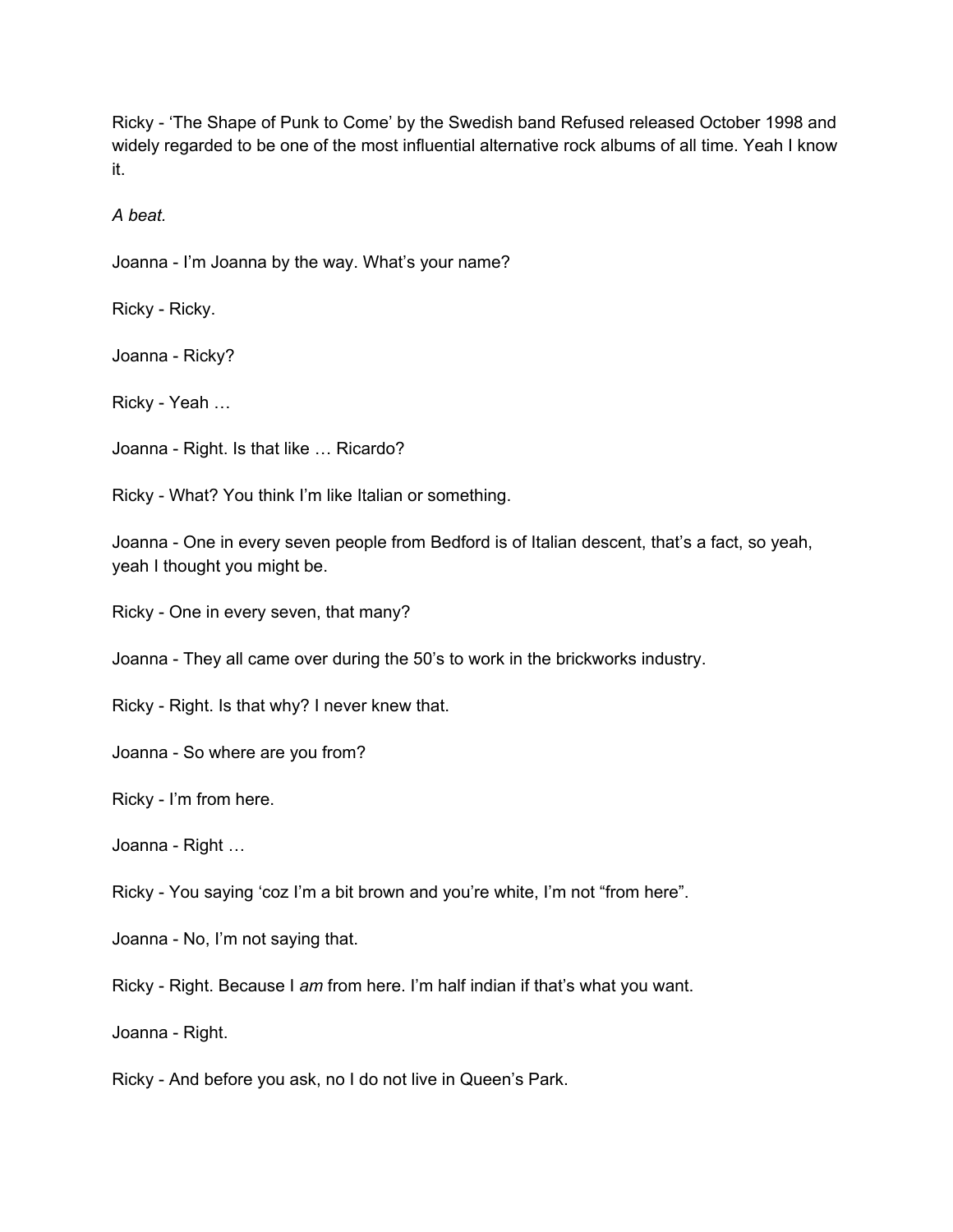Ricky - 'The Shape of Punk to Come' by the Swedish band Refused released October 1998 and widely regarded to be one of the most influential alternative rock albums of all time. Yeah I know it.

*A beat.*

Joanna - I'm Joanna by the way. What's your name?

Ricky - Ricky.

Joanna - Ricky?

Ricky - Yeah …

Joanna - Right. Is that like … Ricardo?

Ricky - What? You think I'm like Italian or something.

Joanna - One in every seven people from Bedford is of Italian descent, that's a fact, so yeah, yeah I thought you might be.

Ricky - One in every seven, that many?

Joanna - They all came over during the 50's to work in the brickworks industry.

Ricky - Right. Is that why? I never knew that.

Joanna - So where are you from?

Ricky - I'm from here.

Joanna - Right …

Ricky - You saying 'coz I'm a bit brown and you're white, I'm not "from here".

Joanna - No, I'm not saying that.

Ricky - Right. Because I *am* from here. I'm half indian if that's what you want.

Joanna - Right.

Ricky - And before you ask, no I do not live in Queen's Park.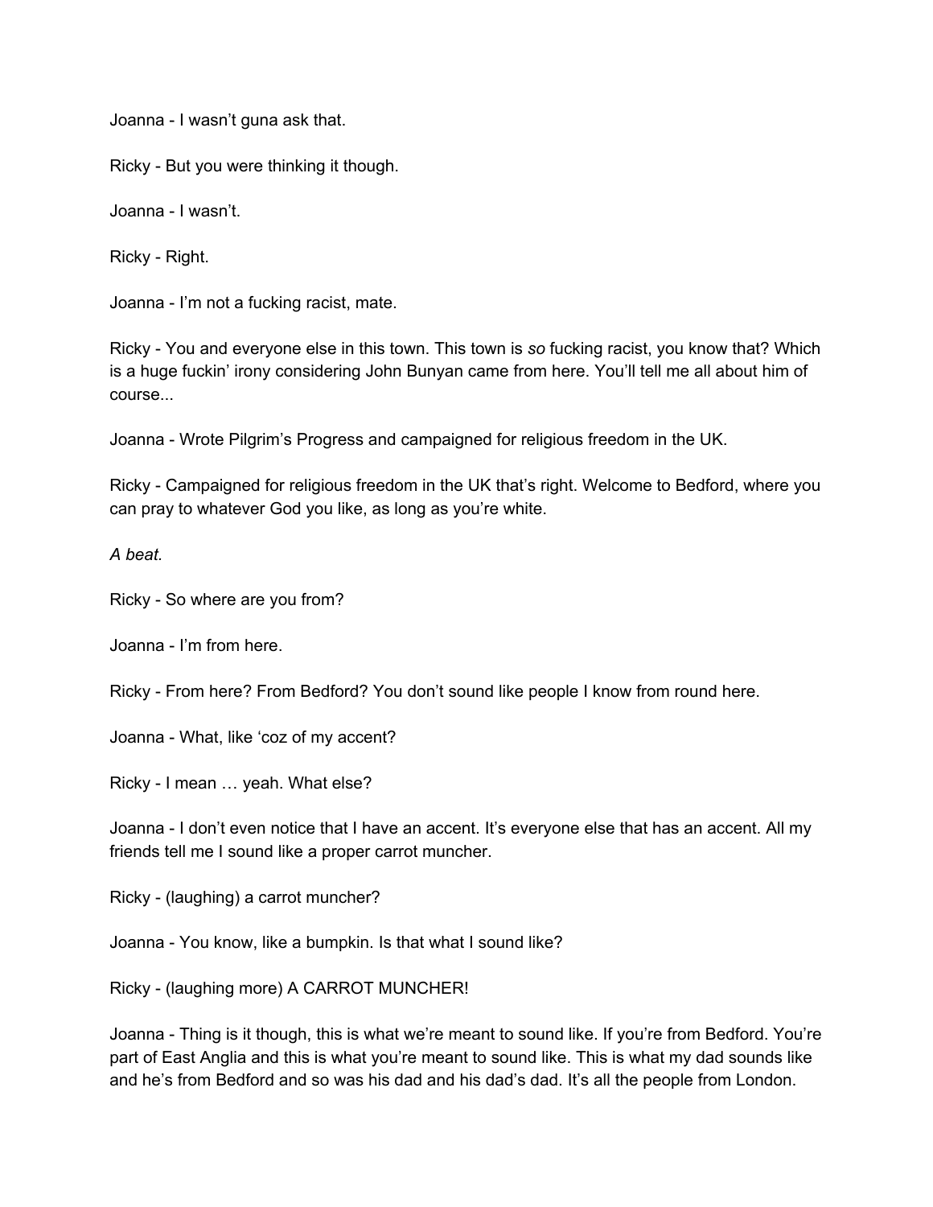Joanna - I wasn't guna ask that.

Ricky - But you were thinking it though.

Joanna - I wasn't.

Ricky - Right.

Joanna - I'm not a fucking racist, mate.

Ricky - You and everyone else in this town. This town is *so* fucking racist, you know that? Which is a huge fuckin' irony considering John Bunyan came from here. You'll tell me all about him of course...

Joanna - Wrote Pilgrim's Progress and campaigned for religious freedom in the UK.

Ricky - Campaigned for religious freedom in the UK that's right. Welcome to Bedford, where you can pray to whatever God you like, as long as you're white.

*A beat.*

Ricky - So where are you from?

Joanna - I'm from here.

Ricky - From here? From Bedford? You don't sound like people I know from round here.

Joanna - What, like 'coz of my accent?

Ricky - I mean … yeah. What else?

Joanna - I don't even notice that I have an accent. It's everyone else that has an accent. All my friends tell me I sound like a proper carrot muncher.

Ricky - (laughing) a carrot muncher?

Joanna - You know, like a bumpkin. Is that what I sound like?

Ricky - (laughing more) A CARROT MUNCHER!

Joanna - Thing is it though, this is what we're meant to sound like. If you're from Bedford. You're part of East Anglia and this is what you're meant to sound like. This is what my dad sounds like and he's from Bedford and so was his dad and his dad's dad. It's all the people from London.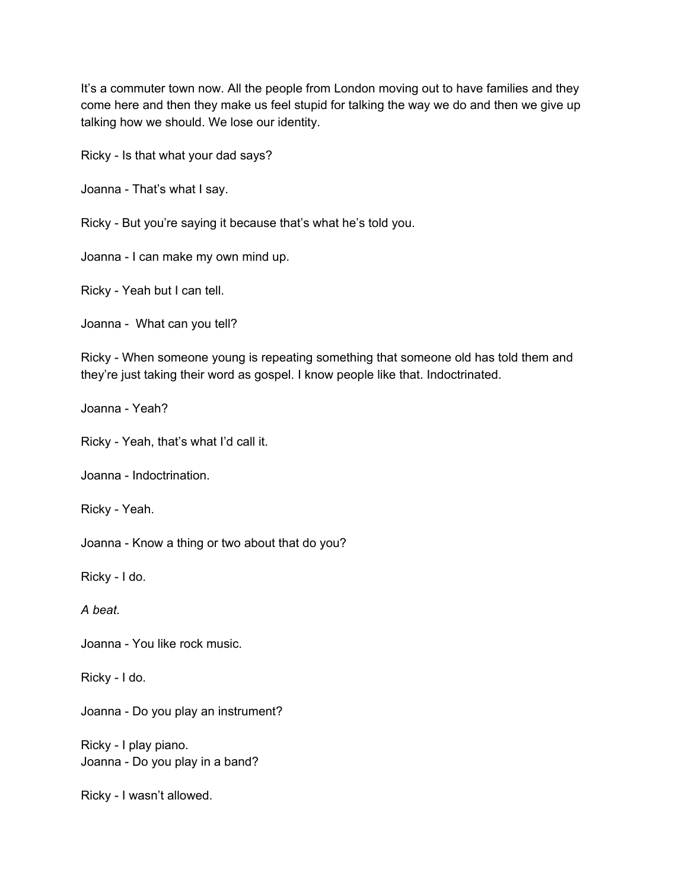It's a commuter town now. All the people from London moving out to have families and they come here and then they make us feel stupid for talking the way we do and then we give up talking how we should. We lose our identity.

Ricky - Is that what your dad says?

Joanna - That's what I say.

Ricky - But you're saying it because that's what he's told you.

Joanna - I can make my own mind up.

Ricky - Yeah but I can tell.

Joanna - What can you tell?

Ricky - When someone young is repeating something that someone old has told them and they're just taking their word as gospel. I know people like that. Indoctrinated.

Joanna - Yeah?

Ricky - Yeah, that's what I'd call it.

Joanna - Indoctrination.

Ricky - Yeah.

Joanna - Know a thing or two about that do you?

Ricky - I do.

*A beat.*

Joanna - You like rock music.

Ricky - I do.

Joanna - Do you play an instrument?

Ricky - I play piano.
Joanna - Do you play in a band?

Ricky - I wasn't allowed.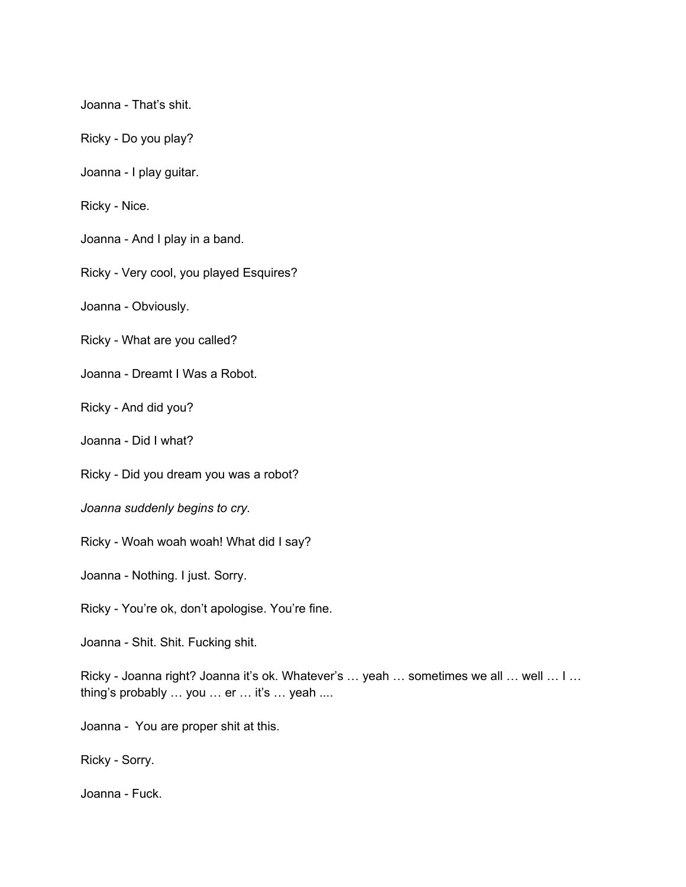Joanna - That's shit.

Ricky - Do you play?

Joanna - I play guitar.

Ricky - Nice.

Joanna - And I play in a band.

Ricky - Very cool, you played Esquires?

Joanna - Obviously.

Ricky - What are you called?

Joanna - Dreamt I Was a Robot.

Ricky - And did you?

Joanna - Did I what?

Ricky - Did you dream you was a robot?

*Joanna suddenly begins to cry.*

Ricky - Woah woah woah! What did I say?

Joanna - Nothing. I just. Sorry.

Ricky - You're ok, don't apologise. You're fine.

Joanna - Shit. Shit. Fucking shit.

Ricky - Joanna right? Joanna it's ok. Whatever's … yeah … sometimes we all … well … I … thing's probably … you … er … it's … yeah ....

Joanna - You are proper shit at this.

Ricky - Sorry.

Joanna - Fuck.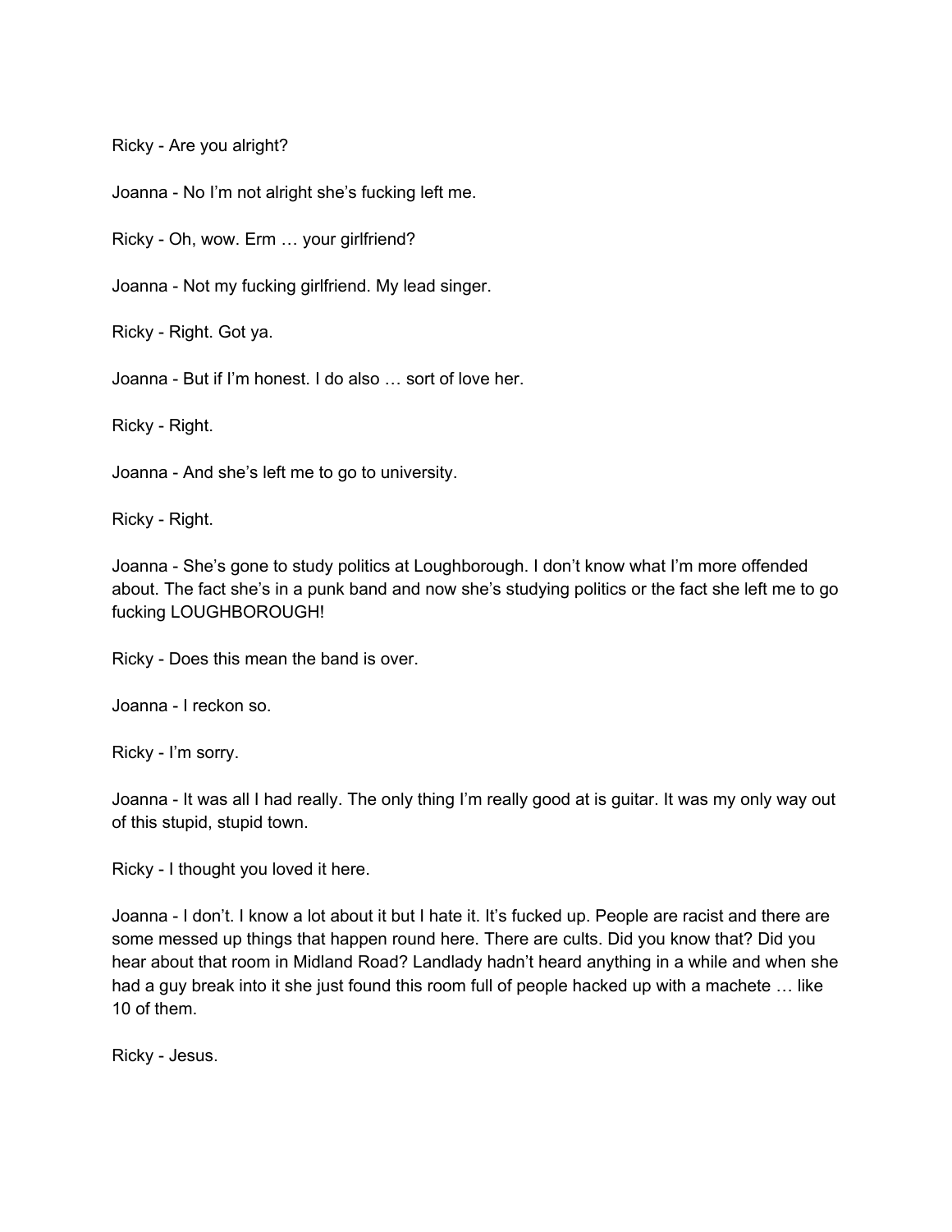Ricky - Are you alright?

Joanna - No I'm not alright she's fucking left me.

Ricky - Oh, wow. Erm … your girlfriend?

Joanna - Not my fucking girlfriend. My lead singer.

Ricky - Right. Got ya.

Joanna - But if I'm honest. I do also … sort of love her.

Ricky - Right.

Joanna - And she's left me to go to university.

Ricky - Right.

Joanna - She's gone to study politics at Loughborough. I don't know what I'm more offended about. The fact she's in a punk band and now she's studying politics or the fact she left me to go fucking LOUGHBOROUGH!

Ricky - Does this mean the band is over.

Joanna - I reckon so.

Ricky - I'm sorry.

Joanna - It was all I had really. The only thing I'm really good at is guitar. It was my only way out of this stupid, stupid town.

Ricky - I thought you loved it here.

Joanna - I don't. I know a lot about it but I hate it. It's fucked up. People are racist and there are some messed up things that happen round here. There are cults. Did you know that? Did you hear about that room in Midland Road? Landlady hadn't heard anything in a while and when she had a guy break into it she just found this room full of people hacked up with a machete … like 10 of them.

Ricky - Jesus.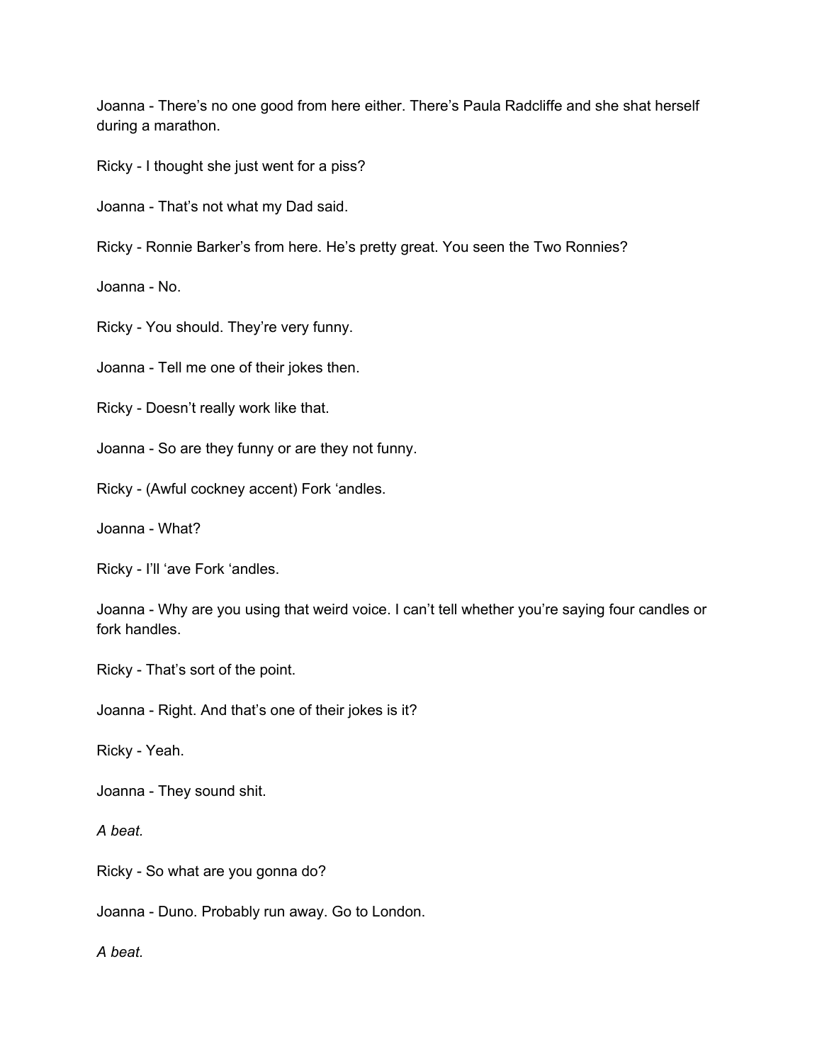Joanna - There's no one good from here either. There's Paula Radcliffe and she shat herself during a marathon.

Ricky - I thought she just went for a piss?

Joanna - That's not what my Dad said.

Ricky - Ronnie Barker's from here. He's pretty great. You seen the Two Ronnies?

Joanna - No.

Ricky - You should. They're very funny.

Joanna - Tell me one of their jokes then.

Ricky - Doesn't really work like that.

Joanna - So are they funny or are they not funny.

Ricky - (Awful cockney accent) Fork 'andles.

Joanna - What?

Ricky - I'll 'ave Fork 'andles.

Joanna - Why are you using that weird voice. I can't tell whether you're saying four candles or fork handles.

Ricky - That's sort of the point.

Joanna - Right. And that's one of their jokes is it?

Ricky - Yeah.

Joanna - They sound shit.

*A beat.*

Ricky - So what are you gonna do?

Joanna - Duno. Probably run away. Go to London.

*A beat.*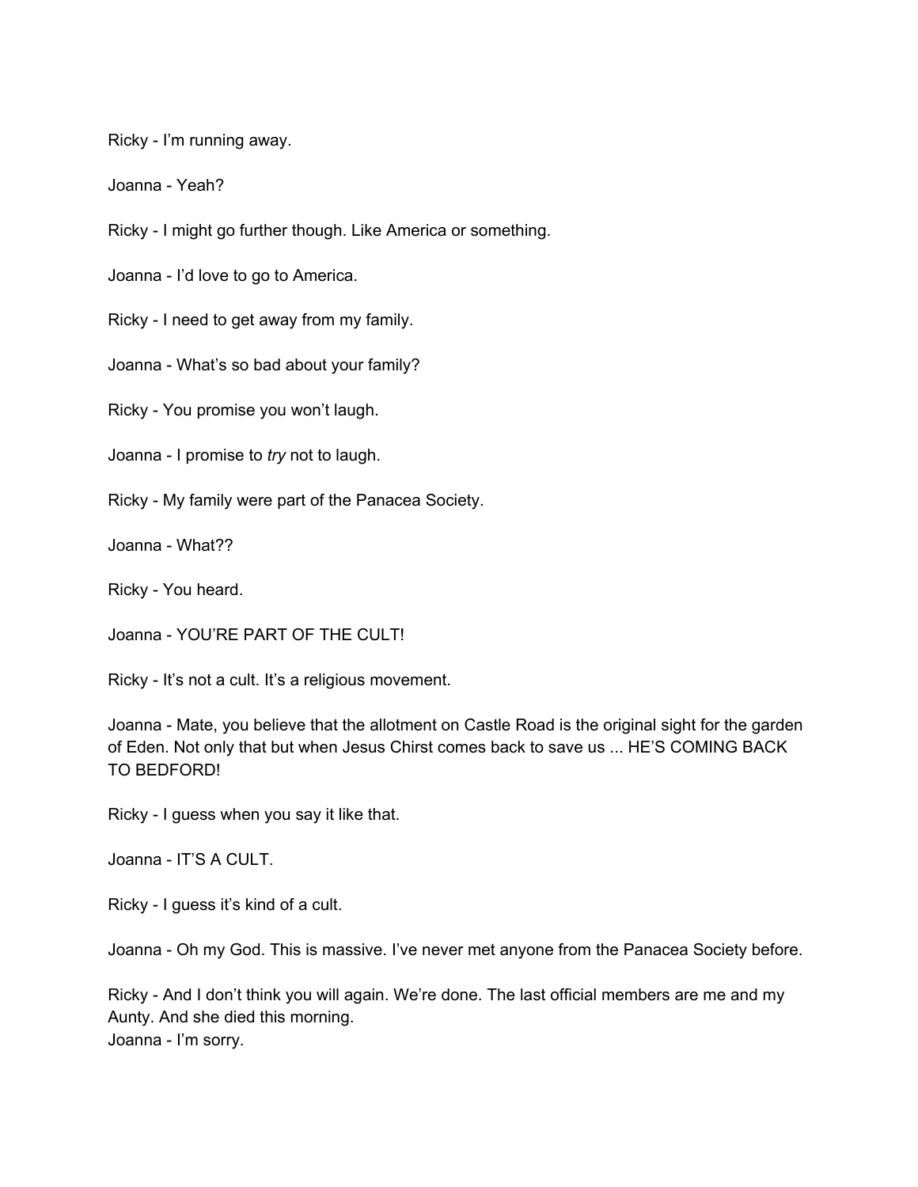Ricky - I'm running away.

Joanna - Yeah?

Ricky - I might go further though. Like America or something.

Joanna - I'd love to go to America.

Ricky - I need to get away from my family.

Joanna - What's so bad about your family?

Ricky - You promise you won't laugh.

Joanna - I promise to *try* not to laugh.

Ricky - My family were part of the Panacea Society.

Joanna - What??

Ricky - You heard.

Joanna - YOU'RE PART OF THE CULT!

Ricky - It's not a cult. It's a religious movement.

Joanna - Mate, you believe that the allotment on Castle Road is the original sight for the garden of Eden. Not only that but when Jesus Chirst comes back to save us ... HE'S COMING BACK TO BEDFORD!

Ricky - I guess when you say it like that.

Joanna - IT'S A CULT.

Ricky - I guess it's kind of a cult.

Joanna - Oh my God. This is massive. I've never met anyone from the Panacea Society before.

Ricky - And I don't think you will again. We're done. The last official members are me and my Aunty. And she died this morning.
Joanna - I'm sorry.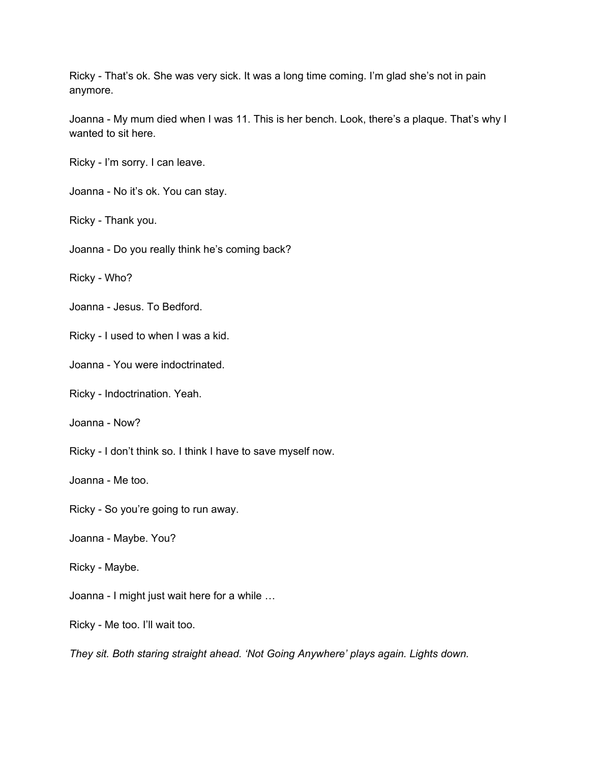Ricky - That's ok. She was very sick. It was a long time coming. I'm glad she's not in pain anymore.

Joanna - My mum died when I was 11. This is her bench. Look, there's a plaque. That's why I wanted to sit here.

Ricky - I'm sorry. I can leave.

Joanna - No it's ok. You can stay.

Ricky - Thank you.

Joanna - Do you really think he's coming back?

Ricky - Who?

Joanna - Jesus. To Bedford.

Ricky - I used to when I was a kid.

Joanna - You were indoctrinated.

Ricky - Indoctrination. Yeah.

Joanna - Now?

Ricky - I don't think so. I think I have to save myself now.

Joanna - Me too.

Ricky - So you're going to run away.

Joanna - Maybe. You?

Ricky - Maybe.

Joanna - I might just wait here for a while …

Ricky - Me too. I'll wait too.

*They sit. Both staring straight ahead. 'Not Going Anywhere' plays again. Lights down.*